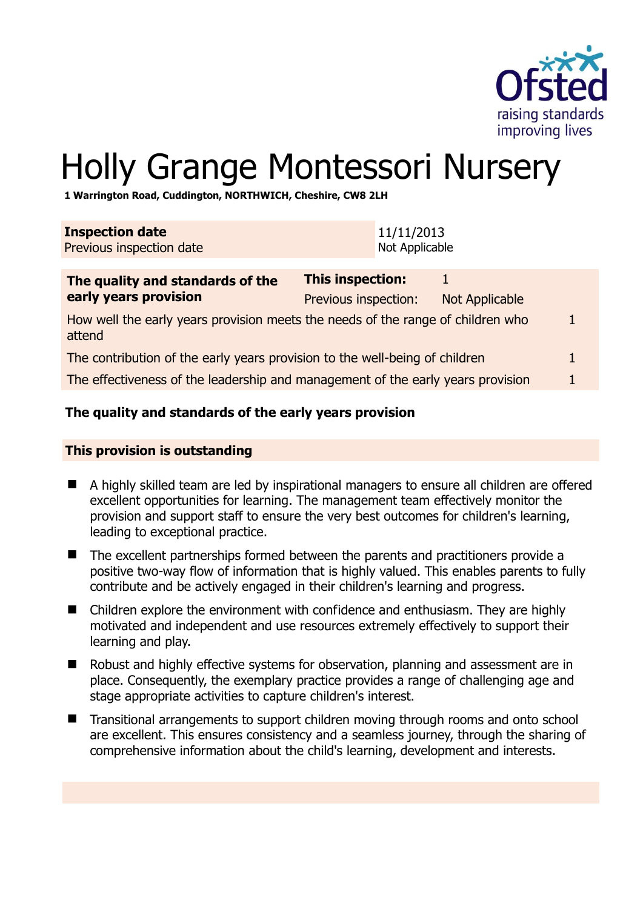# Holly Grange Montessori Nursery

**1 Warrington Road, Cuddington, NORTHWICH, Cheshire, CW8 2LH**

| **Inspection date** | 11/11/2013 |
|---|---|
| Previous inspection date | Not Applicable |

| **The quality and standards of the early years provision** | **This inspection:** | 1 |
|---|---|---|
| | Previous inspection: | Not Applicable |
| How well the early years provision meets the needs of the range of children who attend | | 1 |
| The contribution of the early years provision to the well-being of children | | 1 |
| The effectiveness of the leadership and management of the early years provision | | 1 |

## The quality and standards of the early years provision

### This provision is outstanding

- A highly skilled team are led by inspirational managers to ensure all children are offered excellent opportunities for learning. The management team effectively monitor the provision and support staff to ensure the very best outcomes for children's learning, leading to exceptional practice.
- The excellent partnerships formed between the parents and practitioners provide a positive two-way flow of information that is highly valued. This enables parents to fully contribute and be actively engaged in their children's learning and progress.
- Children explore the environment with confidence and enthusiasm. They are highly motivated and independent and use resources extremely effectively to support their learning and play.
- Robust and highly effective systems for observation, planning and assessment are in place. Consequently, the exemplary practice provides a range of challenging age and stage appropriate activities to capture children's interest.
- Transitional arrangements to support children moving through rooms and onto school are excellent. This ensures consistency and a seamless journey, through the sharing of comprehensive information about the child's learning, development and interests.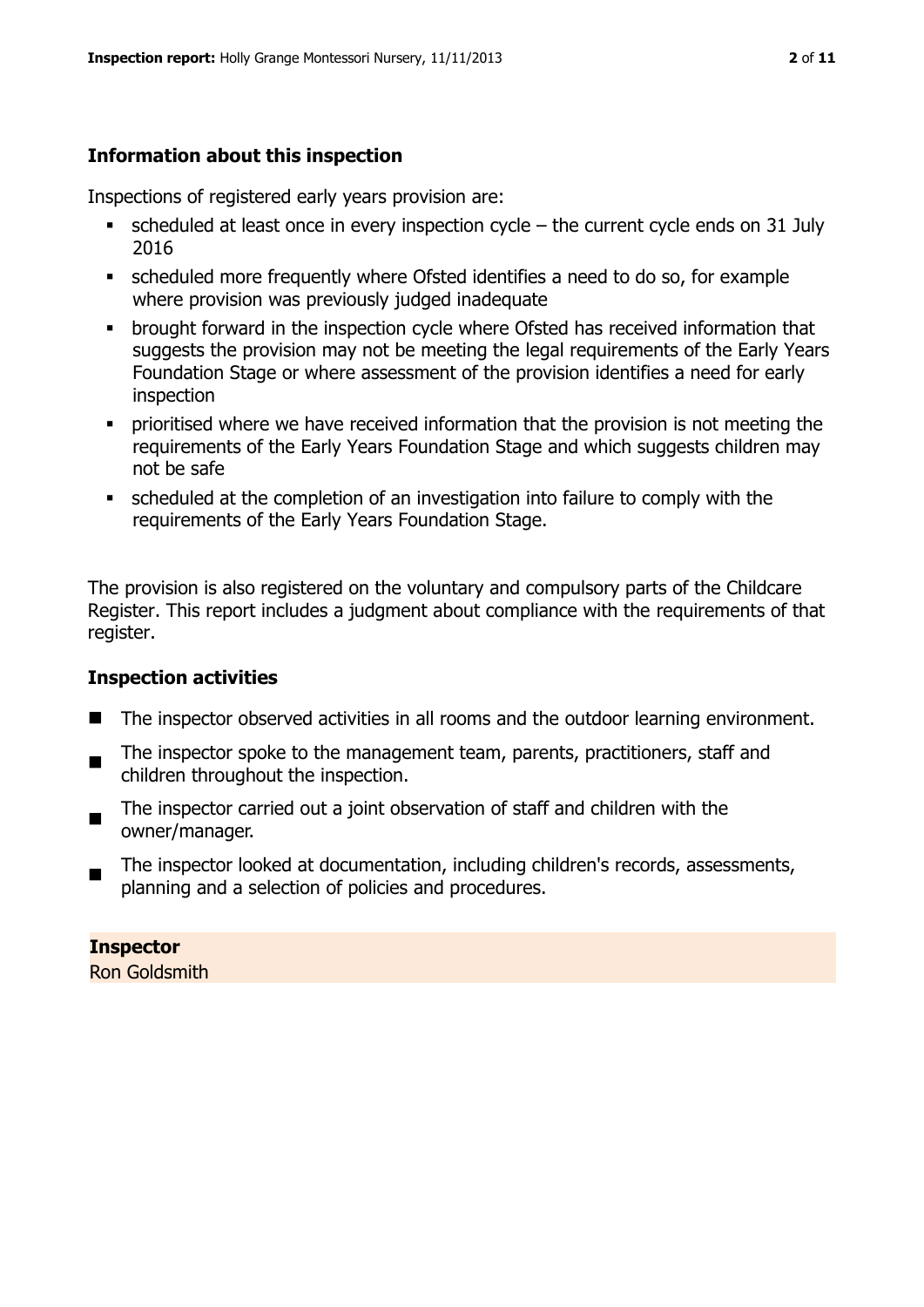## Information about this inspection

Inspections of registered early years provision are:

- scheduled at least once in every inspection cycle – the current cycle ends on 31 July 2016
- scheduled more frequently where Ofsted identifies a need to do so, for example where provision was previously judged inadequate
- brought forward in the inspection cycle where Ofsted has received information that suggests the provision may not be meeting the legal requirements of the Early Years Foundation Stage or where assessment of the provision identifies a need for early inspection
- prioritised where we have received information that the provision is not meeting the requirements of the Early Years Foundation Stage and which suggests children may not be safe
- scheduled at the completion of an investigation into failure to comply with the requirements of the Early Years Foundation Stage.

The provision is also registered on the voluntary and compulsory parts of the Childcare Register. This report includes a judgment about compliance with the requirements of that register.

## Inspection activities

- The inspector observed activities in all rooms and the outdoor learning environment.
- The inspector spoke to the management team, parents, practitioners, staff and children throughout the inspection.
- The inspector carried out a joint observation of staff and children with the owner/manager.
- The inspector looked at documentation, including children's records, assessments, planning and a selection of policies and procedures.

**Inspector**
Ron Goldsmith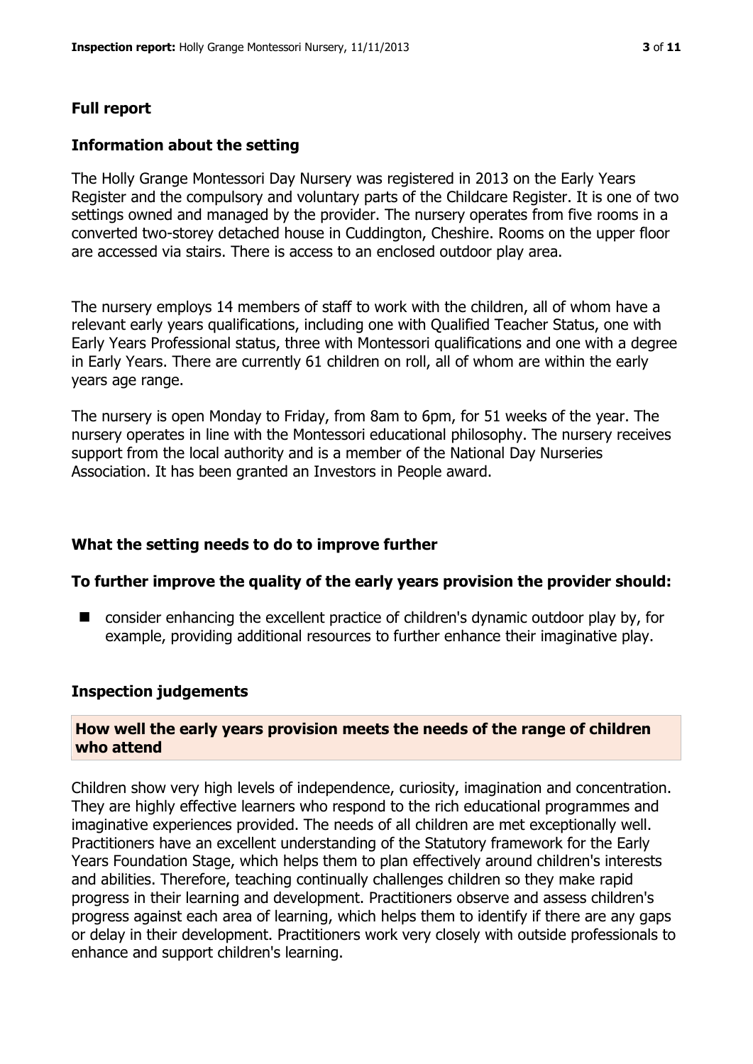## Full report

### Information about the setting

The Holly Grange Montessori Day Nursery was registered in 2013 on the Early Years Register and the compulsory and voluntary parts of the Childcare Register. It is one of two settings owned and managed by the provider. The nursery operates from five rooms in a converted two-storey detached house in Cuddington, Cheshire. Rooms on the upper floor are accessed via stairs. There is access to an enclosed outdoor play area.

The nursery employs 14 members of staff to work with the children, all of whom have a relevant early years qualifications, including one with Qualified Teacher Status, one with Early Years Professional status, three with Montessori qualifications and one with a degree in Early Years. There are currently 61 children on roll, all of whom are within the early years age range.

The nursery is open Monday to Friday, from 8am to 6pm, for 51 weeks of the year. The nursery operates in line with the Montessori educational philosophy. The nursery receives support from the local authority and is a member of the National Day Nurseries Association. It has been granted an Investors in People award.

### What the setting needs to do to improve further

### To further improve the quality of the early years provision the provider should:

- consider enhancing the excellent practice of children's dynamic outdoor play by, for example, providing additional resources to further enhance their imaginative play.

### Inspection judgements

#### How well the early years provision meets the needs of the range of children who attend

Children show very high levels of independence, curiosity, imagination and concentration. They are highly effective learners who respond to the rich educational programmes and imaginative experiences provided. The needs of all children are met exceptionally well. Practitioners have an excellent understanding of the Statutory framework for the Early Years Foundation Stage, which helps them to plan effectively around children's interests and abilities. Therefore, teaching continually challenges children so they make rapid progress in their learning and development. Practitioners observe and assess children's progress against each area of learning, which helps them to identify if there are any gaps or delay in their development. Practitioners work very closely with outside professionals to enhance and support children's learning.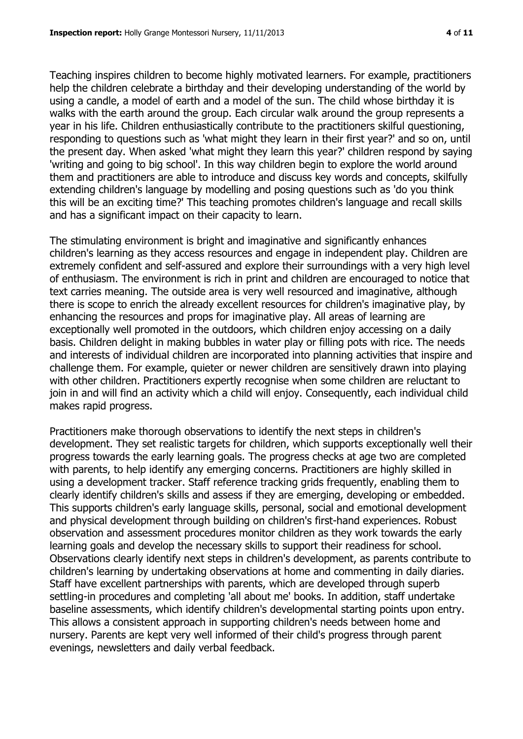Teaching inspires children to become highly motivated learners. For example, practitioners help the children celebrate a birthday and their developing understanding of the world by using a candle, a model of earth and a model of the sun. The child whose birthday it is walks with the earth around the group. Each circular walk around the group represents a year in his life. Children enthusiastically contribute to the practitioners skilful questioning, responding to questions such as 'what might they learn in their first year?' and so on, until the present day. When asked 'what might they learn this year?' children respond by saying 'writing and going to big school'. In this way children begin to explore the world around them and practitioners are able to introduce and discuss key words and concepts, skilfully extending children's language by modelling and posing questions such as 'do you think this will be an exciting time?' This teaching promotes children's language and recall skills and has a significant impact on their capacity to learn.

The stimulating environment is bright and imaginative and significantly enhances children's learning as they access resources and engage in independent play. Children are extremely confident and self-assured and explore their surroundings with a very high level of enthusiasm. The environment is rich in print and children are encouraged to notice that text carries meaning. The outside area is very well resourced and imaginative, although there is scope to enrich the already excellent resources for children's imaginative play, by enhancing the resources and props for imaginative play. All areas of learning are exceptionally well promoted in the outdoors, which children enjoy accessing on a daily basis. Children delight in making bubbles in water play or filling pots with rice. The needs and interests of individual children are incorporated into planning activities that inspire and challenge them. For example, quieter or newer children are sensitively drawn into playing with other children. Practitioners expertly recognise when some children are reluctant to join in and will find an activity which a child will enjoy. Consequently, each individual child makes rapid progress.

Practitioners make thorough observations to identify the next steps in children's development. They set realistic targets for children, which supports exceptionally well their progress towards the early learning goals. The progress checks at age two are completed with parents, to help identify any emerging concerns. Practitioners are highly skilled in using a development tracker. Staff reference tracking grids frequently, enabling them to clearly identify children's skills and assess if they are emerging, developing or embedded. This supports children's early language skills, personal, social and emotional development and physical development through building on children's first-hand experiences. Robust observation and assessment procedures monitor children as they work towards the early learning goals and develop the necessary skills to support their readiness for school. Observations clearly identify next steps in children's development, as parents contribute to children's learning by undertaking observations at home and commenting in daily diaries. Staff have excellent partnerships with parents, which are developed through superb settling-in procedures and completing 'all about me' books. In addition, staff undertake baseline assessments, which identify children's developmental starting points upon entry. This allows a consistent approach in supporting children's needs between home and nursery. Parents are kept very well informed of their child's progress through parent evenings, newsletters and daily verbal feedback.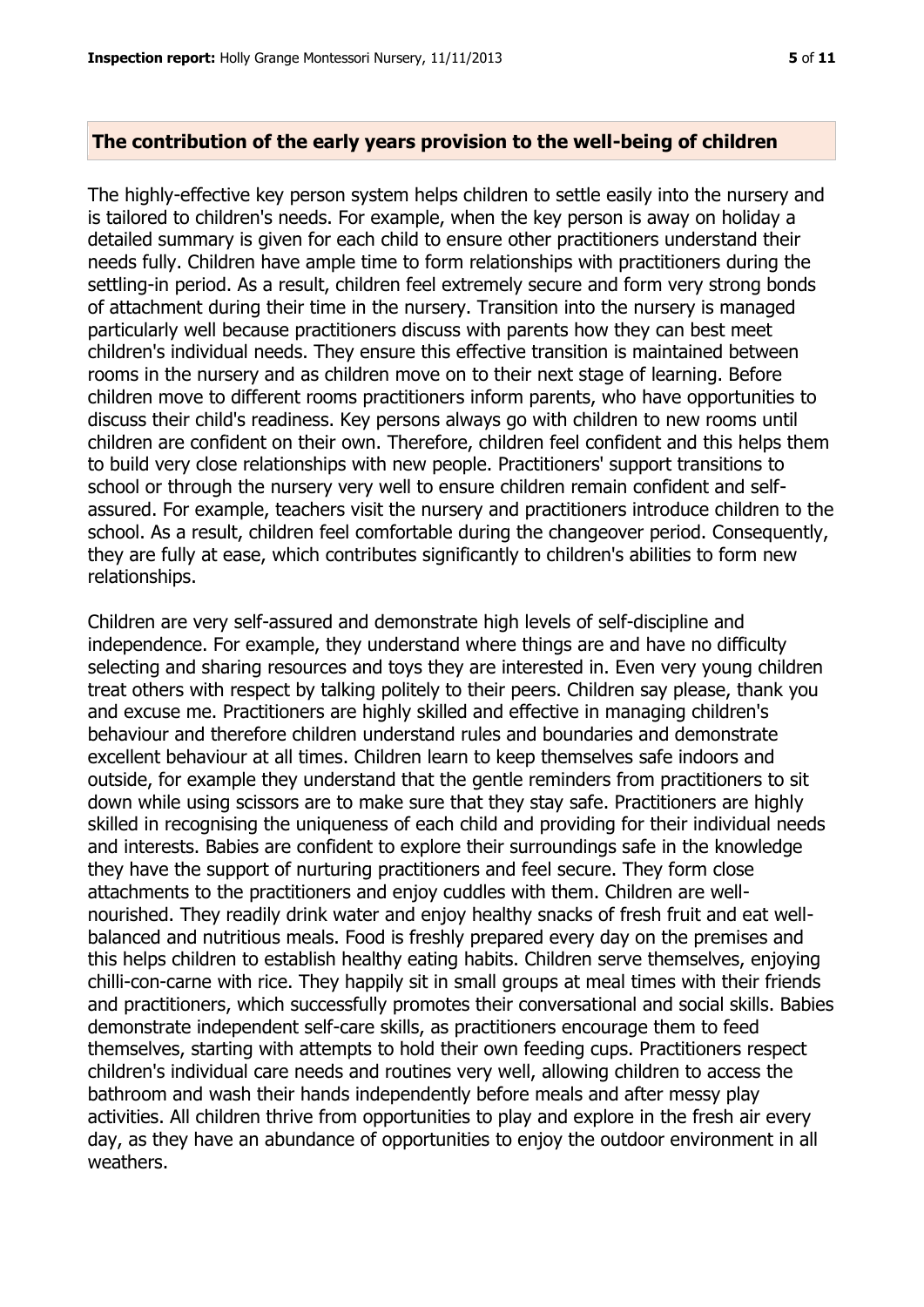## The contribution of the early years provision to the well-being of children

The highly-effective key person system helps children to settle easily into the nursery and is tailored to children's needs. For example, when the key person is away on holiday a detailed summary is given for each child to ensure other practitioners understand their needs fully. Children have ample time to form relationships with practitioners during the settling-in period. As a result, children feel extremely secure and form very strong bonds of attachment during their time in the nursery. Transition into the nursery is managed particularly well because practitioners discuss with parents how they can best meet children's individual needs. They ensure this effective transition is maintained between rooms in the nursery and as children move on to their next stage of learning. Before children move to different rooms practitioners inform parents, who have opportunities to discuss their child's readiness. Key persons always go with children to new rooms until children are confident on their own. Therefore, children feel confident and this helps them to build very close relationships with new people. Practitioners' support transitions to school or through the nursery very well to ensure children remain confident and self-assured. For example, teachers visit the nursery and practitioners introduce children to the school. As a result, children feel comfortable during the changeover period. Consequently, they are fully at ease, which contributes significantly to children's abilities to form new relationships.

Children are very self-assured and demonstrate high levels of self-discipline and independence. For example, they understand where things are and have no difficulty selecting and sharing resources and toys they are interested in. Even very young children treat others with respect by talking politely to their peers. Children say please, thank you and excuse me. Practitioners are highly skilled and effective in managing children's behaviour and therefore children understand rules and boundaries and demonstrate excellent behaviour at all times. Children learn to keep themselves safe indoors and outside, for example they understand that the gentle reminders from practitioners to sit down while using scissors are to make sure that they stay safe. Practitioners are highly skilled in recognising the uniqueness of each child and providing for their individual needs and interests. Babies are confident to explore their surroundings safe in the knowledge they have the support of nurturing practitioners and feel secure. They form close attachments to the practitioners and enjoy cuddles with them. Children are well-nourished. They readily drink water and enjoy healthy snacks of fresh fruit and eat well-balanced and nutritious meals. Food is freshly prepared every day on the premises and this helps children to establish healthy eating habits. Children serve themselves, enjoying chilli-con-carne with rice. They happily sit in small groups at meal times with their friends and practitioners, which successfully promotes their conversational and social skills. Babies demonstrate independent self-care skills, as practitioners encourage them to feed themselves, starting with attempts to hold their own feeding cups. Practitioners respect children's individual care needs and routines very well, allowing children to access the bathroom and wash their hands independently before meals and after messy play activities. All children thrive from opportunities to play and explore in the fresh air every day, as they have an abundance of opportunities to enjoy the outdoor environment in all weathers.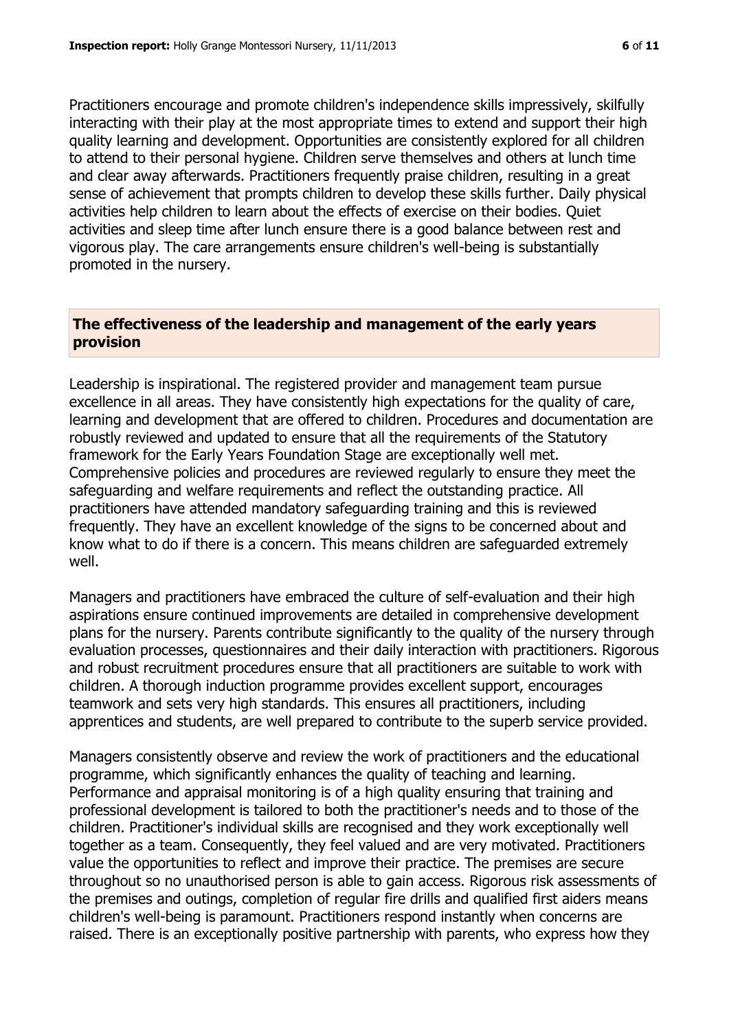Practitioners encourage and promote children's independence skills impressively, skilfully interacting with their play at the most appropriate times to extend and support their high quality learning and development. Opportunities are consistently explored for all children to attend to their personal hygiene. Children serve themselves and others at lunch time and clear away afterwards. Practitioners frequently praise children, resulting in a great sense of achievement that prompts children to develop these skills further. Daily physical activities help children to learn about the effects of exercise on their bodies. Quiet activities and sleep time after lunch ensure there is a good balance between rest and vigorous play. The care arrangements ensure children's well-being is substantially promoted in the nursery.

## The effectiveness of the leadership and management of the early years provision

Leadership is inspirational. The registered provider and management team pursue excellence in all areas. They have consistently high expectations for the quality of care, learning and development that are offered to children. Procedures and documentation are robustly reviewed and updated to ensure that all the requirements of the Statutory framework for the Early Years Foundation Stage are exceptionally well met. Comprehensive policies and procedures are reviewed regularly to ensure they meet the safeguarding and welfare requirements and reflect the outstanding practice. All practitioners have attended mandatory safeguarding training and this is reviewed frequently. They have an excellent knowledge of the signs to be concerned about and know what to do if there is a concern. This means children are safeguarded extremely well.

Managers and practitioners have embraced the culture of self-evaluation and their high aspirations ensure continued improvements are detailed in comprehensive development plans for the nursery. Parents contribute significantly to the quality of the nursery through evaluation processes, questionnaires and their daily interaction with practitioners. Rigorous and robust recruitment procedures ensure that all practitioners are suitable to work with children. A thorough induction programme provides excellent support, encourages teamwork and sets very high standards. This ensures all practitioners, including apprentices and students, are well prepared to contribute to the superb service provided.

Managers consistently observe and review the work of practitioners and the educational programme, which significantly enhances the quality of teaching and learning. Performance and appraisal monitoring is of a high quality ensuring that training and professional development is tailored to both the practitioner's needs and to those of the children. Practitioner's individual skills are recognised and they work exceptionally well together as a team. Consequently, they feel valued and are very motivated. Practitioners value the opportunities to reflect and improve their practice. The premises are secure throughout so no unauthorised person is able to gain access. Rigorous risk assessments of the premises and outings, completion of regular fire drills and qualified first aiders means children's well-being is paramount. Practitioners respond instantly when concerns are raised. There is an exceptionally positive partnership with parents, who express how they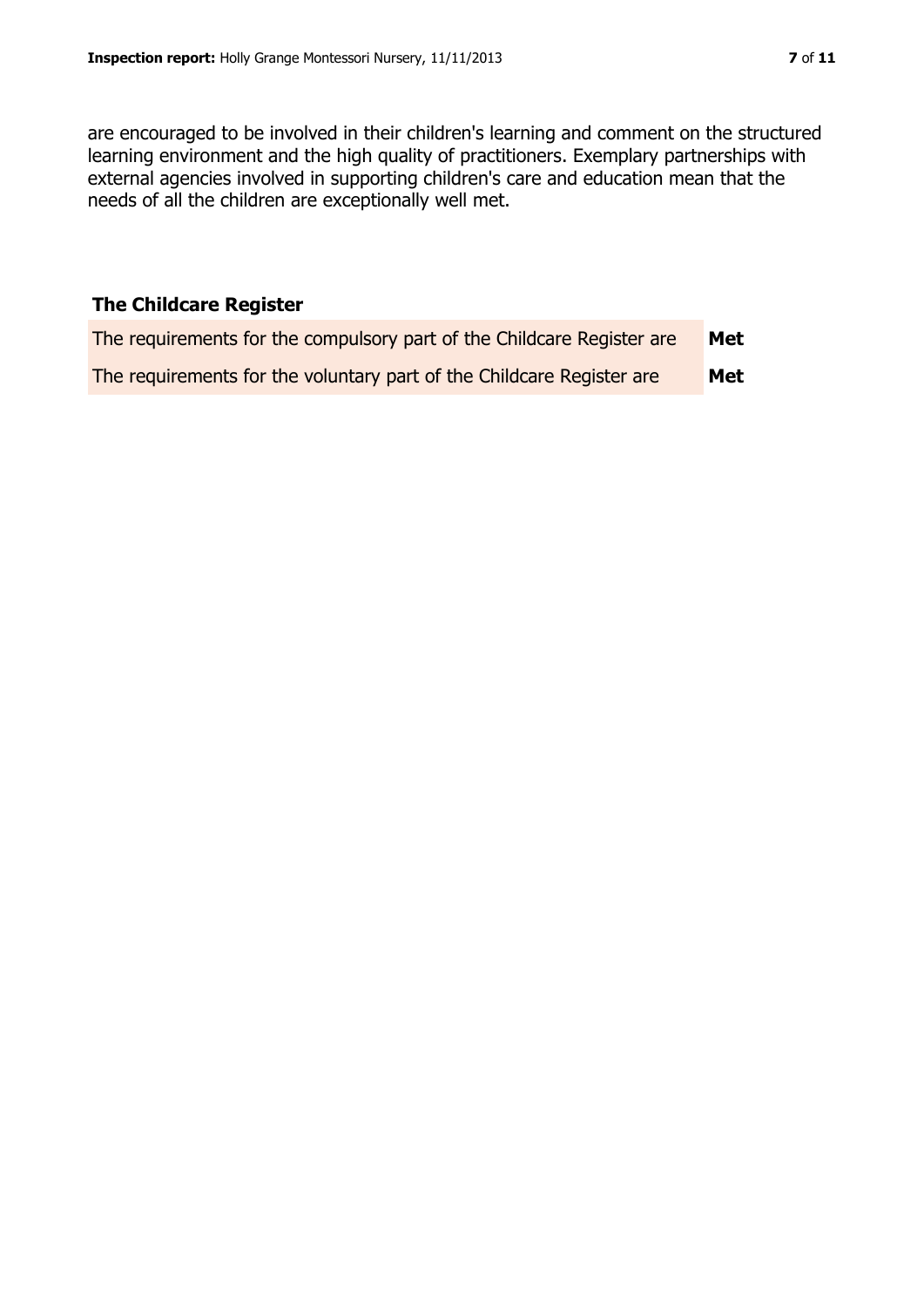are encouraged to be involved in their children's learning and comment on the structured learning environment and the high quality of practitioners. Exemplary partnerships with external agencies involved in supporting children's care and education mean that the needs of all the children are exceptionally well met.

## The Childcare Register

| | |
|---|---|
| The requirements for the compulsory part of the Childcare Register are | **Met** |
| The requirements for the voluntary part of the Childcare Register are | **Met** |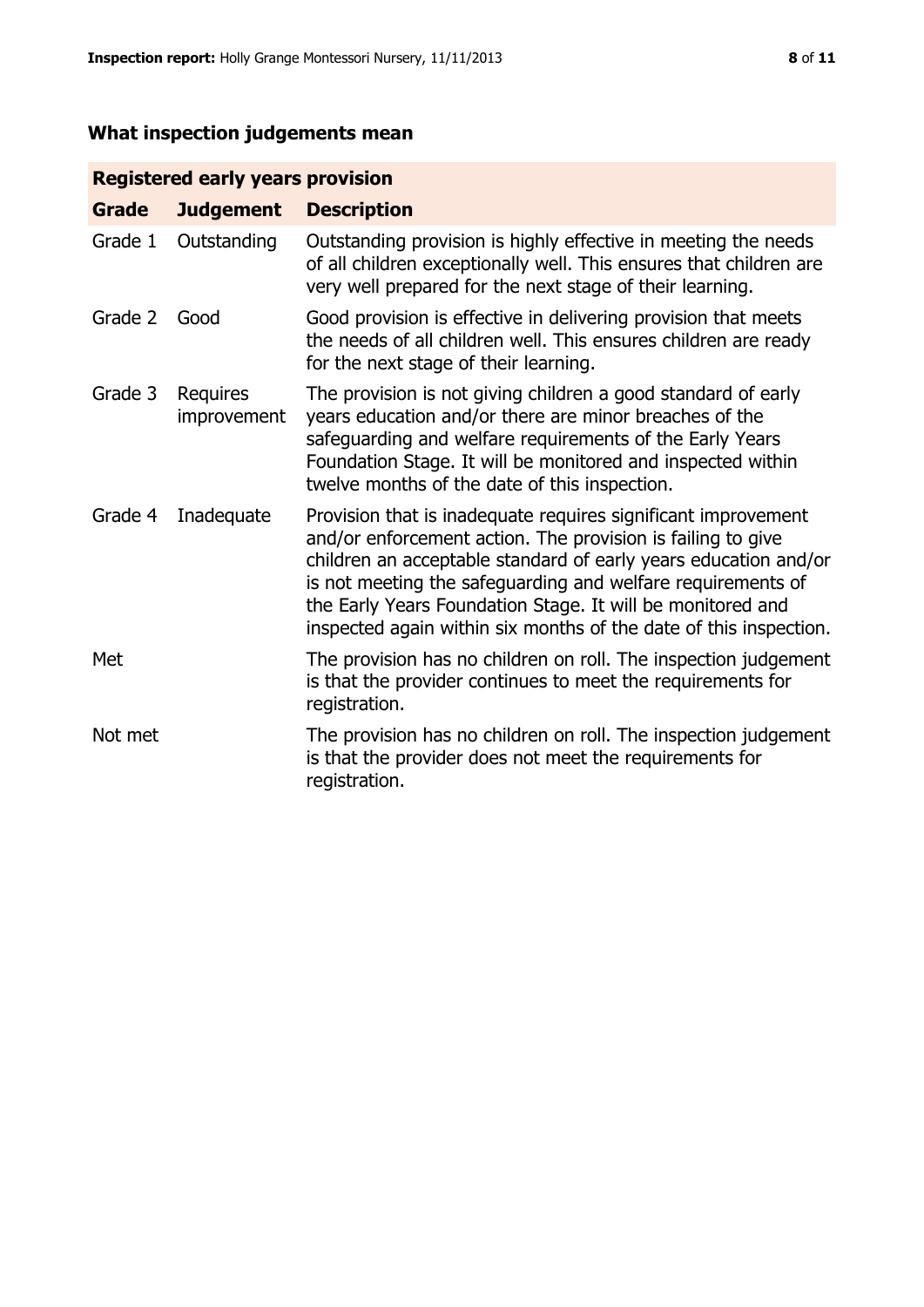## What inspection judgements mean

| Registered early years provision | | |
|---|---|---|
| **Grade** | **Judgement** | **Description** |
| Grade 1 | Outstanding | Outstanding provision is highly effective in meeting the needs of all children exceptionally well. This ensures that children are very well prepared for the next stage of their learning. |
| Grade 2 | Good | Good provision is effective in delivering provision that meets the needs of all children well. This ensures children are ready for the next stage of their learning. |
| Grade 3 | Requires improvement | The provision is not giving children a good standard of early years education and/or there are minor breaches of the safeguarding and welfare requirements of the Early Years Foundation Stage. It will be monitored and inspected within twelve months of the date of this inspection. |
| Grade 4 | Inadequate | Provision that is inadequate requires significant improvement and/or enforcement action. The provision is failing to give children an acceptable standard of early years education and/or is not meeting the safeguarding and welfare requirements of the Early Years Foundation Stage. It will be monitored and inspected again within six months of the date of this inspection. |
| Met | | The provision has no children on roll. The inspection judgement is that the provider continues to meet the requirements for registration. |
| Not met | | The provision has no children on roll. The inspection judgement is that the provider does not meet the requirements for registration. |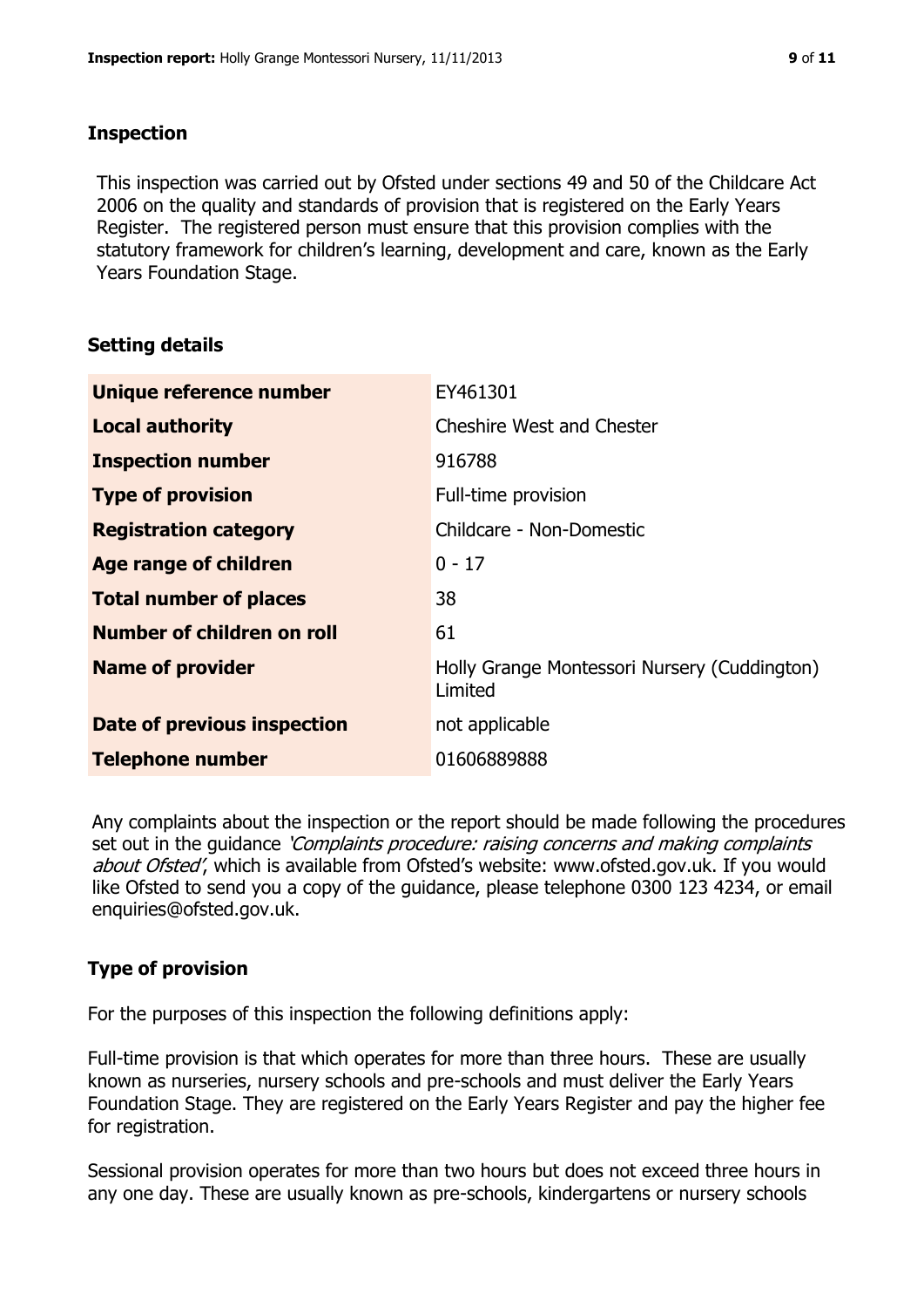## Inspection

This inspection was carried out by Ofsted under sections 49 and 50 of the Childcare Act 2006 on the quality and standards of provision that is registered on the Early Years Register. The registered person must ensure that this provision complies with the statutory framework for children's learning, development and care, known as the Early Years Foundation Stage.

## Setting details

| | |
|---|---|
| **Unique reference number** | EY461301 |
| **Local authority** | Cheshire West and Chester |
| **Inspection number** | 916788 |
| **Type of provision** | Full-time provision |
| **Registration category** | Childcare - Non-Domestic |
| **Age range of children** | 0 - 17 |
| **Total number of places** | 38 |
| **Number of children on roll** | 61 |
| **Name of provider** | Holly Grange Montessori Nursery (Cuddington) Limited |
| **Date of previous inspection** | not applicable |
| **Telephone number** | 01606889888 |

Any complaints about the inspection or the report should be made following the procedures set out in the guidance *'Complaints procedure: raising concerns and making complaints about Ofsted'*, which is available from Ofsted's website: www.ofsted.gov.uk. If you would like Ofsted to send you a copy of the guidance, please telephone 0300 123 4234, or email enquiries@ofsted.gov.uk.

## Type of provision

For the purposes of this inspection the following definitions apply:

Full-time provision is that which operates for more than three hours. These are usually known as nurseries, nursery schools and pre-schools and must deliver the Early Years Foundation Stage. They are registered on the Early Years Register and pay the higher fee for registration.

Sessional provision operates for more than two hours but does not exceed three hours in any one day. These are usually known as pre-schools, kindergartens or nursery schools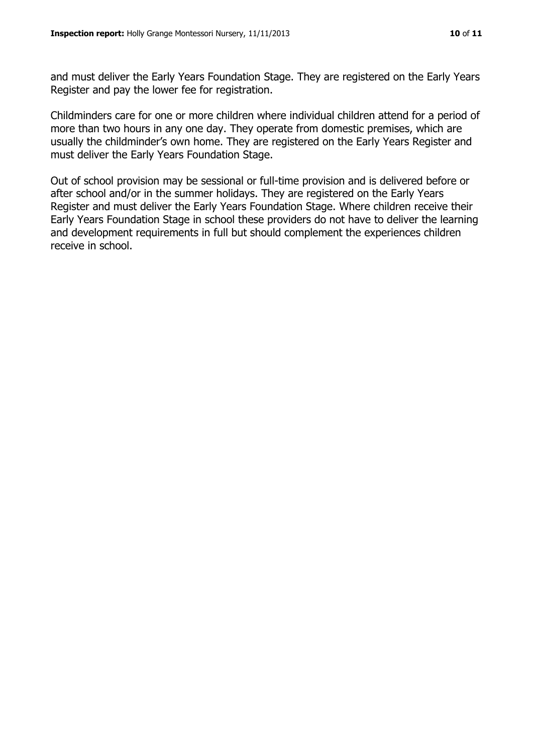and must deliver the Early Years Foundation Stage. They are registered on the Early Years Register and pay the lower fee for registration.

Childminders care for one or more children where individual children attend for a period of more than two hours in any one day. They operate from domestic premises, which are usually the childminder's own home. They are registered on the Early Years Register and must deliver the Early Years Foundation Stage.

Out of school provision may be sessional or full-time provision and is delivered before or after school and/or in the summer holidays. They are registered on the Early Years Register and must deliver the Early Years Foundation Stage. Where children receive their Early Years Foundation Stage in school these providers do not have to deliver the learning and development requirements in full but should complement the experiences children receive in school.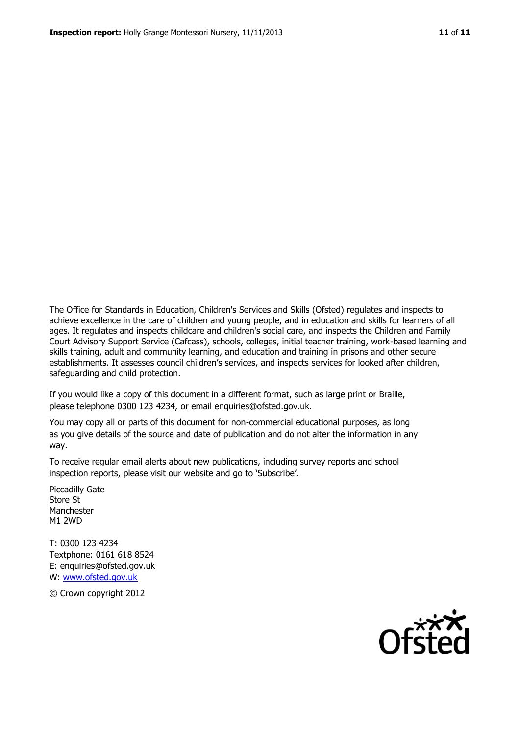The Office for Standards in Education, Children's Services and Skills (Ofsted) regulates and inspects to achieve excellence in the care of children and young people, and in education and skills for learners of all ages. It regulates and inspects childcare and children's social care, and inspects the Children and Family Court Advisory Support Service (Cafcass), schools, colleges, initial teacher training, work-based learning and skills training, adult and community learning, and education and training in prisons and other secure establishments. It assesses council children's services, and inspects services for looked after children, safeguarding and child protection.

If you would like a copy of this document in a different format, such as large print or Braille, please telephone 0300 123 4234, or email enquiries@ofsted.gov.uk.

You may copy all or parts of this document for non-commercial educational purposes, as long as you give details of the source and date of publication and do not alter the information in any way.

To receive regular email alerts about new publications, including survey reports and school inspection reports, please visit our website and go to 'Subscribe'.

Piccadilly Gate
Store St
Manchester
M1 2WD

T: 0300 123 4234
Textphone: 0161 618 8524
E: enquiries@ofsted.gov.uk
W: www.ofsted.gov.uk

© Crown copyright 2012

Ofsted